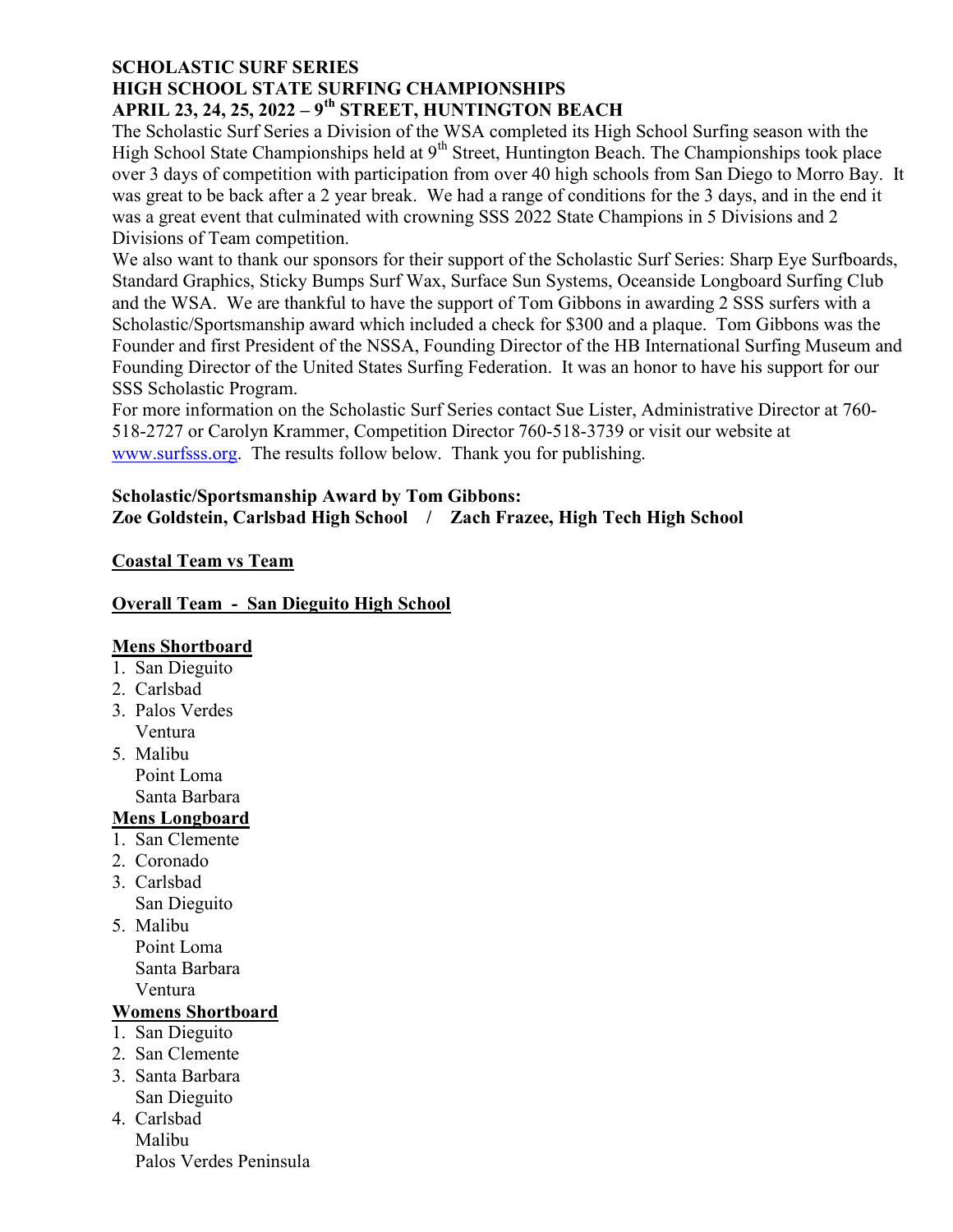**SCHOLASTIC SURF SERIES**
**HIGH SCHOOL STATE SURFING CHAMPIONSHIPS**
**APRIL 23, 24, 25, 2022 – 9th STREET, HUNTINGTON BEACH**

The Scholastic Surf Series a Division of the WSA completed its High School Surfing season with the High School State Championships held at 9th Street, Huntington Beach. The Championships took place over 3 days of competition with participation from over 40 high schools from San Diego to Morro Bay. It was great to be back after a 2 year break. We had a range of conditions for the 3 days, and in the end it was a great event that culminated with crowning SSS 2022 State Champions in 5 Divisions and 2 Divisions of Team competition.

We also want to thank our sponsors for their support of the Scholastic Surf Series: Sharp Eye Surfboards, Standard Graphics, Sticky Bumps Surf Wax, Surface Sun Systems, Oceanside Longboard Surfing Club and the WSA. We are thankful to have the support of Tom Gibbons in awarding 2 SSS surfers with a Scholastic/Sportsmanship award which included a check for $300 and a plaque. Tom Gibbons was the Founder and first President of the NSSA, Founding Director of the HB International Surfing Museum and Founding Director of the United States Surfing Federation. It was an honor to have his support for our SSS Scholastic Program.

For more information on the Scholastic Surf Series contact Sue Lister, Administrative Director at 760-518-2727 or Carolyn Krammer, Competition Director 760-518-3739 or visit our website at www.surfsss.org. The results follow below. Thank you for publishing.

**Scholastic/Sportsmanship Award by Tom Gibbons:**
**Zoe Goldstein, Carlsbad High School / Zach Frazee, High Tech High School**

**Coastal Team vs Team**

**Overall Team - San Dieguito High School**

**Mens Shortboard**

1. San Dieguito
2. Carlsbad
3. Palos Verdes
   Ventura
5. Malibu
   Point Loma
   Santa Barbara

**Mens Longboard**

1. San Clemente
2. Coronado
3. Carlsbad
   San Dieguito
5. Malibu
   Point Loma
   Santa Barbara
   Ventura

**Womens Shortboard**

1. San Dieguito
2. San Clemente
3. Santa Barbara
   San Dieguito
4. Carlsbad
   Malibu
   Palos Verdes Peninsula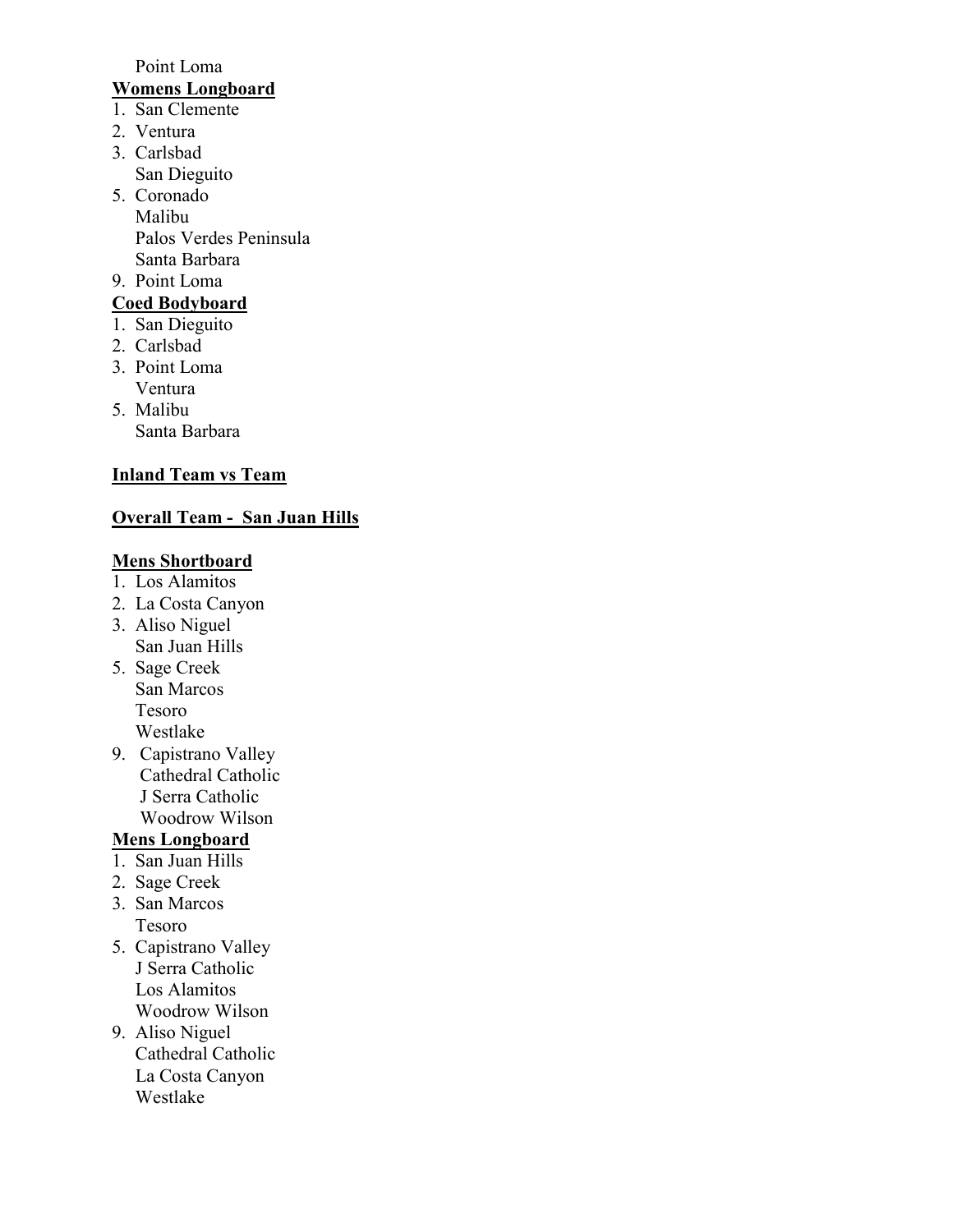Point Loma

**Womens Longboard**

1. San Clemente
2. Ventura
3. Carlsbad
   San Dieguito
5. Coronado
   Malibu
   Palos Verdes Peninsula
   Santa Barbara
9. Point Loma

**Coed Bodyboard**

1. San Dieguito
2. Carlsbad
3. Point Loma
   Ventura
5. Malibu
   Santa Barbara

**Inland Team vs Team**

**Overall Team - San Juan Hills**

**Mens Shortboard**

1. Los Alamitos
2. La Costa Canyon
3. Aliso Niguel
   San Juan Hills
5. Sage Creek
   San Marcos
   Tesoro
   Westlake
9. Capistrano Valley
   Cathedral Catholic
   J Serra Catholic
   Woodrow Wilson

**Mens Longboard**

1. San Juan Hills
2. Sage Creek
3. San Marcos
   Tesoro
5. Capistrano Valley
   J Serra Catholic
   Los Alamitos
   Woodrow Wilson
9. Aliso Niguel
   Cathedral Catholic
   La Costa Canyon
   Westlake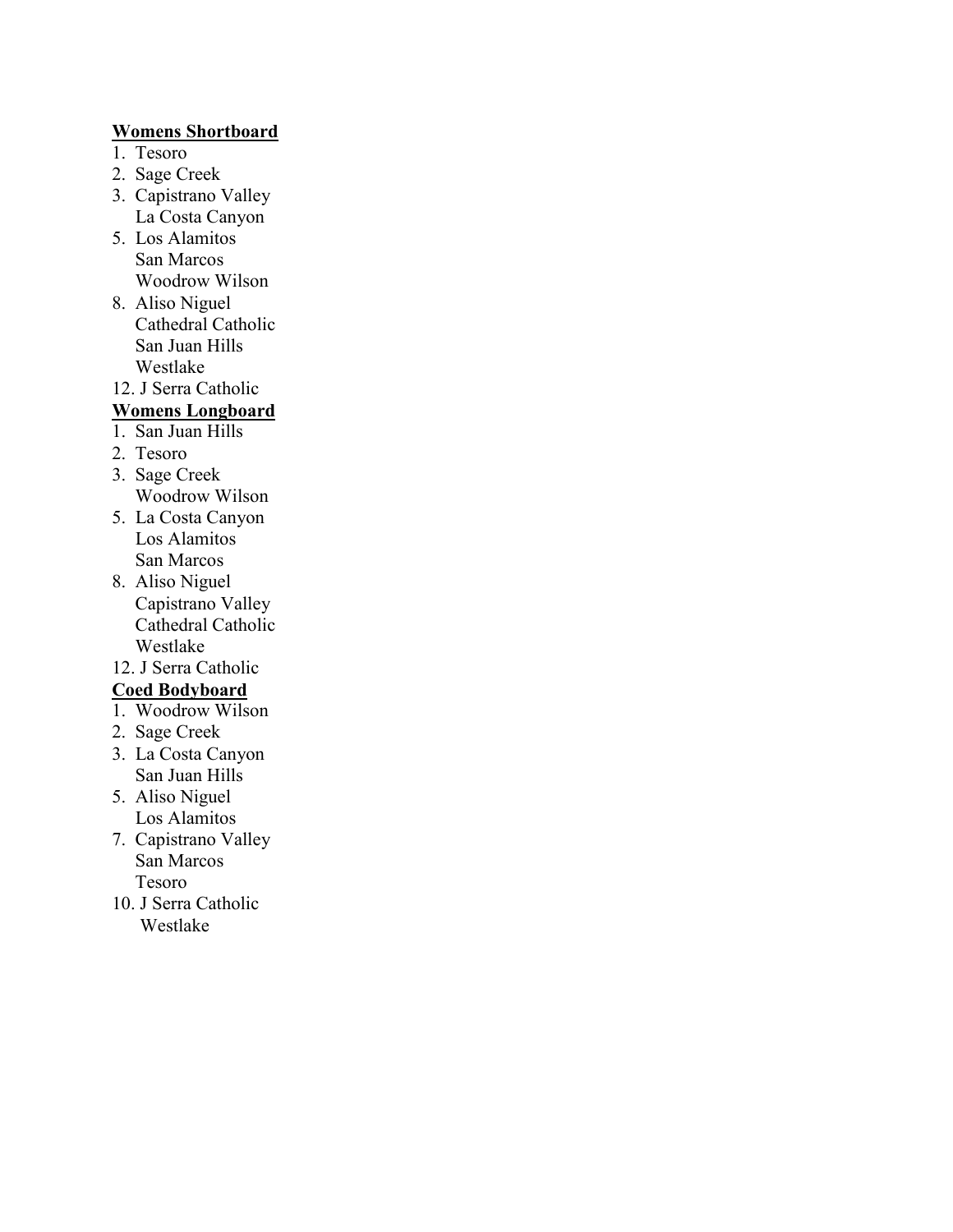**Womens Shortboard**

1. Tesoro
2. Sage Creek
3. Capistrano Valley
   La Costa Canyon
5. Los Alamitos
   San Marcos
   Woodrow Wilson
8. Aliso Niguel
   Cathedral Catholic
   San Juan Hills
   Westlake
12. J Serra Catholic

**Womens Longboard**

1. San Juan Hills
2. Tesoro
3. Sage Creek
   Woodrow Wilson
5. La Costa Canyon
   Los Alamitos
   San Marcos
8. Aliso Niguel
   Capistrano Valley
   Cathedral Catholic
   Westlake
12. J Serra Catholic

**Coed Bodyboard**

1. Woodrow Wilson
2. Sage Creek
3. La Costa Canyon
   San Juan Hills
5. Aliso Niguel
   Los Alamitos
7. Capistrano Valley
   San Marcos
   Tesoro
10. J Serra Catholic
    Westlake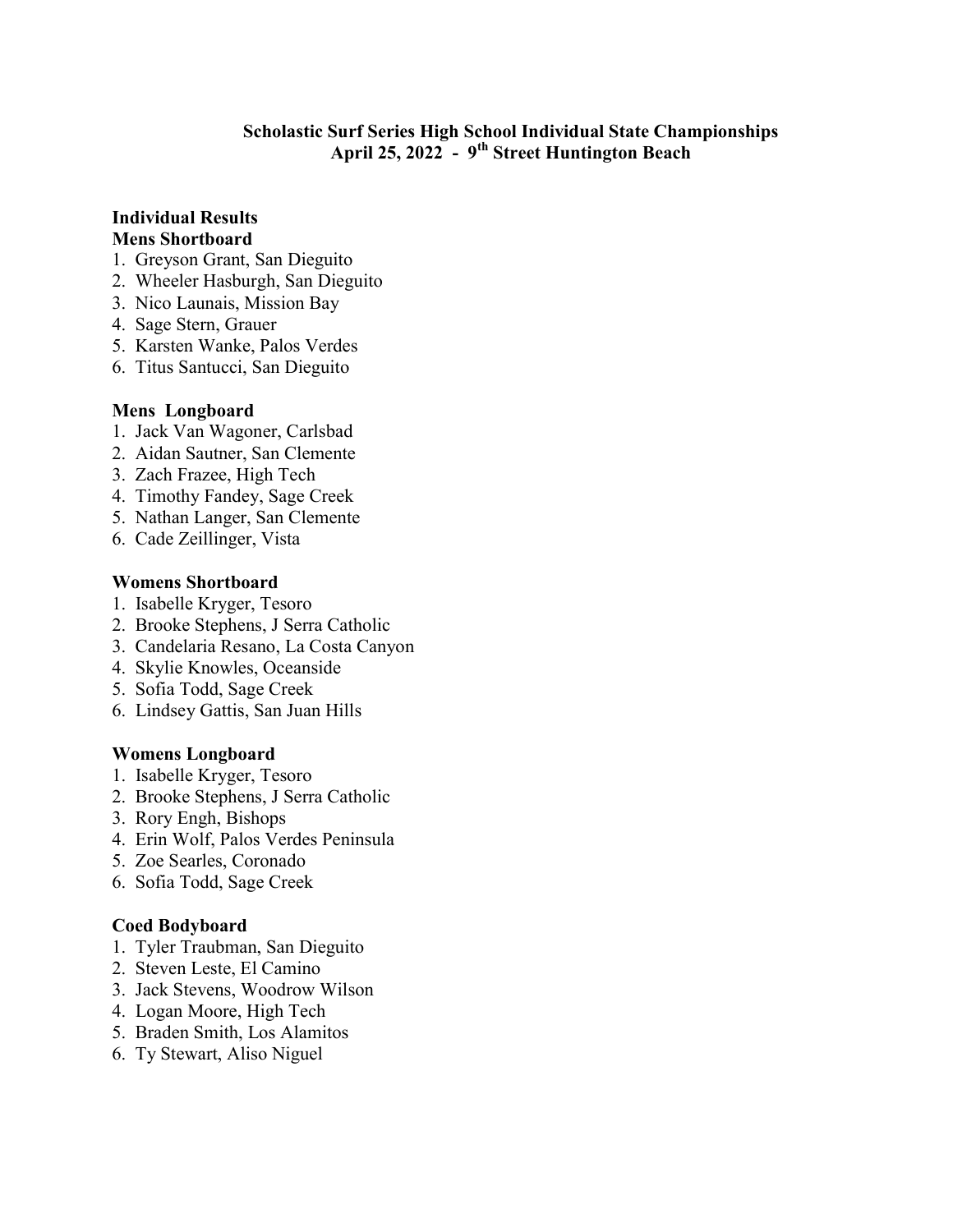# Scholastic Surf Series High School Individual State Championships
## April 25, 2022 - 9th Street Huntington Beach

**Individual Results**

**Mens Shortboard**

1. Greyson Grant, San Dieguito
2. Wheeler Hasburgh, San Dieguito
3. Nico Launais, Mission Bay
4. Sage Stern, Grauer
5. Karsten Wanke, Palos Verdes
6. Titus Santucci, San Dieguito

**Mens Longboard**

1. Jack Van Wagoner, Carlsbad
2. Aidan Sautner, San Clemente
3. Zach Frazee, High Tech
4. Timothy Fandey, Sage Creek
5. Nathan Langer, San Clemente
6. Cade Zeillinger, Vista

**Womens Shortboard**

1. Isabelle Kryger, Tesoro
2. Brooke Stephens, J Serra Catholic
3. Candelaria Resano, La Costa Canyon
4. Skylie Knowles, Oceanside
5. Sofia Todd, Sage Creek
6. Lindsey Gattis, San Juan Hills

**Womens Longboard**

1. Isabelle Kryger, Tesoro
2. Brooke Stephens, J Serra Catholic
3. Rory Engh, Bishops
4. Erin Wolf, Palos Verdes Peninsula
5. Zoe Searles, Coronado
6. Sofia Todd, Sage Creek

**Coed Bodyboard**

1. Tyler Traubman, San Dieguito
2. Steven Leste, El Camino
3. Jack Stevens, Woodrow Wilson
4. Logan Moore, High Tech
5. Braden Smith, Los Alamitos
6. Ty Stewart, Aliso Niguel